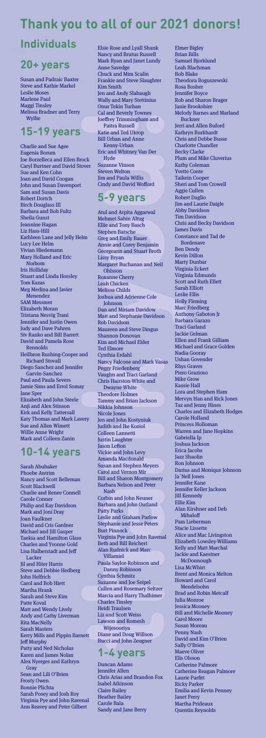# Thank you to all of our 2021 donors!

## Individuals

### 20+ years

Susan and Padraic Baxter
Steve and Kathie Markel
Leslie Moses
Marlene Paul
Maggi Tinsley
Melissa Bradner and Terry Wyllie

### 15-19 years

Charlie and Sue Agee
Eugenia Borum
Joe Borzelleca and Ellen Brock
Caryl Burtner and David Stover
Sue and Ken Cohn
Joan and David Coogan
John and Susan Davenport
Sam and Susan Davis
Robert Dortch
Birch Douglass III
Barbara and Bob Fultz
Sheila Gunst
Jeannine Hagan
Liz Hass-Hill
Kathleen Lane and Jelly Helm
Lucy Lee Helm
Vivian Hiedemann
Mary Holland and Eric Norbom
Iris Holliday
Stuart and Linda Horsley
Tom Kazas
Meg Medina and Javier Menendez
SAM Messmer
Elizabeth Moran
Tristana Nesvig Trani
Jennifer and Justin Owen
Judy and Dave Pahren
Siv Ranko and Bill Barrett
David and Pamela Rose Rennolds
Heilbron Rushing-Cooper and Richard Stovall
Diego Sanchez and Jennifer Garvin-Sanchez
Paul and Paula Severs
Jamie Sims and Errol Somay
Jane Sper
Elizabeth and John Steele
Anji and Alex Stinson
Kirk and Kelly Tattersall
Katy Thomas and Mark Lavery
Sue and Allen Wimett
Willie Anne Wright
Mark and Colleen Zanin

### 10-14 years

Sarah Abubaker
Phoebe Antrim
Nancy and Scott Belleman
Scott Blackwell
Charlie and Renee Connell
Carole Conner
Philip and Kay Davidson
Mark and Joni Dray
Joan Faulkner
David and Cris Gardner
Michael and Jill Gasper
Taekia and Hamilton Glass
Charles and Yvonne Gold
Lisa Halberstadt and Jeff Lacker
Jil and Hiter Harris
Steve and Debbie Hedberg
John Helfrich
Carol and Bob Hiett
Martha Hrank
Sarah and Steve Kim
Patte Koval
Matt and Wendy Lively
Andy and Cathy Liverman
Rita MacNelly
Sarah Masters
Kerry Mills and Pippin Barnett
Jeff Murphy
Patty and Ned Nicholas
Karen and James Nolan
Alex Nyerges and Kathryn Gray
Sean and Lili O'Brien
Frosty Owen
Bonnie Plichta
Sarah Posey and Josh Roy
Virginia Pye and John Ravenal
Ann Reavey and Peter Gilbert
Elsie Rose and Lyall Shank
Nancy and Brutus Russell
Mark Ryan and Janet Lundy
Anne Savedge
Chuck and Mim Scalin
Frankie and Steve Slaughter
Kim Smith
Jen and Andy Slabaugh
Wally and Mary Stettinius
Onur Tekin Turhan
Cal and Beverly Townes
Joeffrey Trimmingham and Paitra Russell
Katie and Ted Ukrop
Bill Urban and Anne Kenny-Urban
Eric and Whitney Van Der Hyde
Suzanne Vinson
Steven Welton
Jim and Paula Willis
Cindy and David Wofford

### 5-9 years

Atul and Arpita Aggarwal
Mehmet Sahin Altug
Ellie and Tony Basch
Stephen Batsche
Greg and Emily Bauer
Annie and Corey Benjamin
Georgeann and Stuart Broth
Lissy Bryan
Margaret Buchanan and Neil Ohlsson
Roxanne Cherry
Leah Chicken
Melissa Childs
Joshua and Adrienne Cole Johnson
Dan and Miriam Davidow
Matt and Stephanie Davidson
Rob Davidson
Maureen and Steve Dingus
Shannon Donovan
Kim and Michael Elder
Ted Elmore
Cynthia Erdahl
Nancy Falcone and Mark Vasas
Peggy Friedenberg
Vaughn and Traci Garland
Chris Hairston-White and Dwayne White
Theodore Holmes
Tammy and Brian Jackson
Nikkia Johnson
Nicole Jones
Jen and John Kostyniuk
Judith and Ike Koziol
Colleen Lannetti
Justin Laughter
Jason Lefton
Vickie and John Levy
Amanda Macdonald
Susan and Stephen Meyers
Carol and Vernon Mir
Bill and Sharon Montgomery
Barbara Nelson and Peter Nash
Corbin and John Neuner
Barbara and John Outland
Patty Parks
Leslie and Graham Parlow
Stephanie and Jesse Peters
Burt Pinnock
Virginia Pye and John Ravenal
Beth and Bill Reichert
Alan Rudnick and Marc Villamiel
Paula Saylor-Robinson and Danny Robinson
Cynthia Schmitz
Suzanne and Joe Seipel
Cullen and Rosemary Seltzer
Marcia and Harry Thalhimer
Charles Tinsley
Heidi Traulsen
Liz and Scott Weiss
Lawson and Romesh Wijesooriya
Diane and Doug Willson
Bucci and John Zeugner

### 1-4 years

Duncan Adams
Jennifer Allen
Chris Arias and Brandon Fox
Isabel Atkinson
Claire Bailey
Heather Bailey
Carole Bala
Sandy and Jane Berry
Elmer Bigley
Brian Bills
Samuel Bjorklund
Leah Blachman
Bob Blake
Theodora Boguszewski
Rosa Bosher
Jennifer Boyce
Rob and Sharon Brager
Janie Brookshire
Melody Barnes and Marland Buckner
Jerri and Allen Buford
Kathryn Burkhardt
Chris and Debbe Busse
Charlotte Chandler
Becky Clarke
Plum and Mike Cluverius
Kathy Coleman
Yvette Conte
Taikein Cooper
Sheri and Tom Crowell
Aggie Cullen
Robert Daglio
Jim and Laurie Daigle
Abby Davidson
Tim Davidson
Chris and Becky Davidson
James Davis
Constance and Tad de Bordenave
Ben Dendy
Kevin Dillon
Marty Dunbar
Virginia Eckert
Virginia Edmunds
Scott and Ruth Ellett
Sarah Elliott
Leslie Ellis
Holly Fleming
Marc Friedberg
Anthony Gaboton Jr
Barbara Garazo
Traci Garland
Jackie Gelman
Ellen and Frank Gilliam
Michael and Grace Golden
Nadia Gooray
Ushan Govender
Rhys Graves
Piero Grazioso
Mike Grow
Kassie Hall
Lora and Stephen Ham
Mervyn Han and Rick Jones
Taz and Jenny Hines
Charles and Elizabeth Hodges
Carole Holland
Princess Holloman
Warren and Jane Hopkins
Gabriella Ip
Joshua Jackson
Erica Jacobs
Jazz Shaolin
Ron Johnson
Darius and Monique Johnson
Ja`Nell Jones
Jennifer Kane
Jennifer Keller Jackson
Jill Kennedy
Ellie Kim
Alan Kirshner and Deb Mihaloff
Pam Lieberman
Stacie Lissette
Alice and Mac Livingston
Elizabeth Lowsley-Williams
Kelly and Matt Marchal
Jackie and Kaestner McDonnough
Lisa McWhirt
Brent and Monica Melton
Howard and Carol Mendelsohn
Brad and Robin Metcalf
Julia Monroe
Jessica Mooney
Bill and Michelle Mooney
Carol Moore
Susan Moreau
Penny Nash
David and Kim O'Brien
Sally O'Brien
Maeve Oliver
Elis Olsson
Catherine Palmore
Catherine Reagan Palmore
Laurie Parfitt
Ricky Parker
Emilia and Kevin Penney
Janet Perry
Martha Prideaux
Quentin Reynolds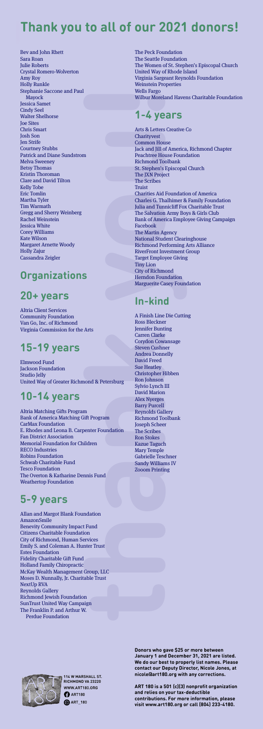# Thank you to all of our 2021 donors!

Bev and John Rhett
Sara Roan
Julie Roberts
Crystal Romero-Wolverton
Amy Roy
Holly Runkle
Stephanie Saccone and Paul Mayock
Jessica Samet
Cindy Seel
Walter Shelhorse
Joe Sites
Chris Smart
Josh Son
Jen Strife
Courtney Stubbs
Patrick and Diane Sundstrom
Melva Sweeney
Betsy Thomas
Kristin Thoroman
Clare and David Tilton
Kelly Tobe
Eric Tomlin
Martha Tyler
Tim Warmath
Gregg and Sherry Weinberg
Rachel Weinstein
Jessica White
Corey Williams
Kate Wilson
Margaret Arnette Woody
Holly Zajur
Cassandra Zeigler

## Organizations

## 20+ years

Altria Client Services
Community Foundation
Van Go, Inc. of Richmond
Virginia Commission for the Arts

## 15-19 years

Elmwood Fund
Jackson Foundation
Studio Jelly
United Way of Greater Richmond & Petersburg

## 10-14 years

Altria Matching Gifts Program
Bank of America Matching Gift Program
CarMax Foundation
E. Rhodes and Leona B. Carpenter Foundation
Fan District Association
Memorial Foundation for Children
RECO Industries
Robins Foundation
Schwab Charitable Fund
Tesco Foundation
The Overton & Katharine Dennis Fund
Weathertop Foundation

## 5-9 years

Allan and Margot Blank Foundation
AmazonSmile
Benevity Community Impact Fund
Citizens Charitable Foundation
City of Richmond, Human Services
Emily S. and Coleman A. Hunter Trust
Estes Foundation
Fidelity Charitable Gift Fund
Holland Family Chiropractic
McKay Wealth Management Group, LLC
Moses D. Nunnally, Jr. Charitable Trust
NextUp RVA
Reynolds Gallery
Richmond Jewish Foundation
SunTrust United Way Campaign
The Franklin P. and Arthur W. Perdue Foundation
The Peck Foundation
The Seattle Foundation
The Women of St. Stephen's Episcopal Church
United Way of Rhode Island
Virginia Sargeant Reynolds Foundation
Weinstein Properties
Wells Fargo
Wilbur Moreland Havens Charitable Foundation

## 1-4 years

Arts & Letters Creative Co
Charityvest
Common House
Jack and Jill of America, Richmond Chapter
Peachtree House Foundation
Richmond Toolbank
St. Stephen's Episcopal Church
The JXN Project
The Scribes
Truist
Charities Aid Foundation of America
Charles G. Thalhimer & Family Foundation
Julia and Tunnicliff Fox Charitable Trust
The Salvation Army Boys & Girls Club
Bank of America Employee Giving Campaign
Facebook
The Martin Agency
National Student Clearinghouse
Richmond Performing Arts Alliance
RiverFront Investment Group
Target Employee Giving
Tiny Lion
City of Richmond
Herndon Foundation
Marguerite Casey Foundation

## In-kind

A Finish Line Die Cutting
Ross Bleckner
Jennifer Bunting
Carren Clarke
Corydon Cowansage
Steven Cushner
Andrea Donnelly
David Freed
Sue Heatley
Christopher Hibben
Ron Johnson
Sylvio Lynch III
David Marion
Alex Nyerges
Barry Purcell
Reynolds Gallery
Richmond Toolbank
Joseph Scheer
The Scribes
Ron Stokes
Kazue Taguch
Mary Temple
Gabrielle Teschner
Sandy Williams IV
Zooom Printing

**Donors who gave $25 or more between January 1 and December 31, 2021 are listed. We do our best to properly list names. Please contact our Deputy Director, Nicole Jones, at nicole@art180.org with any corrections.**

**ART 180 is a 501 (c)(3) nonprofit organization and relies on your tax-deductible contributions. For more information, please visit www.art180.org or call (804) 233-4180.**

114 W MARSHALL ST.
RICHMOND VA 23220
WWW.ART180.ORG
ART180
ART_180